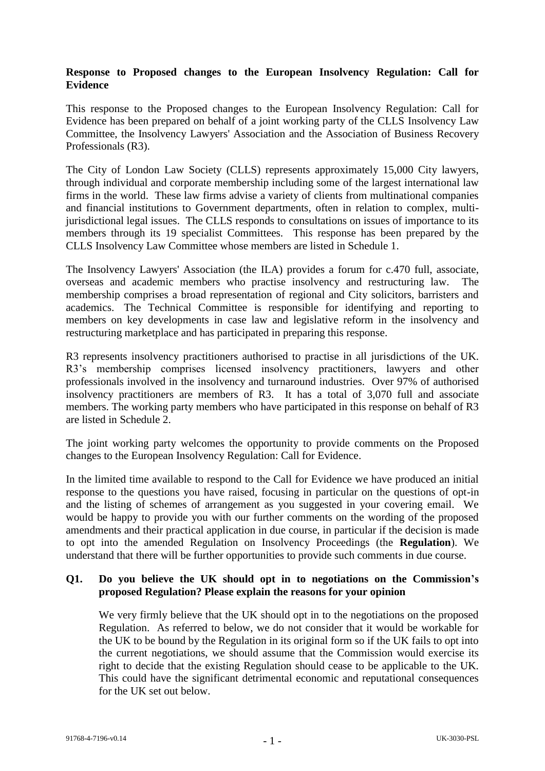**Response to Proposed changes to the European Insolvency Regulation: Call for Evidence**

This response to the Proposed changes to the European Insolvency Regulation: Call for Evidence has been prepared on behalf of a joint working party of the CLLS Insolvency Law Committee, the Insolvency Lawyers' Association and the Association of Business Recovery Professionals (R3).

The City of London Law Society (CLLS) represents approximately 15,000 City lawyers, through individual and corporate membership including some of the largest international law firms in the world. These law firms advise a variety of clients from multinational companies and financial institutions to Government departments, often in relation to complex, multi-jurisdictional legal issues. The CLLS responds to consultations on issues of importance to its members through its 19 specialist Committees. This response has been prepared by the CLLS Insolvency Law Committee whose members are listed in Schedule 1.

The Insolvency Lawyers' Association (the ILA) provides a forum for c.470 full, associate, overseas and academic members who practise insolvency and restructuring law. The membership comprises a broad representation of regional and City solicitors, barristers and academics. The Technical Committee is responsible for identifying and reporting to members on key developments in case law and legislative reform in the insolvency and restructuring marketplace and has participated in preparing this response.

R3 represents insolvency practitioners authorised to practise in all jurisdictions of the UK. R3's membership comprises licensed insolvency practitioners, lawyers and other professionals involved in the insolvency and turnaround industries. Over 97% of authorised insolvency practitioners are members of R3. It has a total of 3,070 full and associate members. The working party members who have participated in this response on behalf of R3 are listed in Schedule 2.

The joint working party welcomes the opportunity to provide comments on the Proposed changes to the European Insolvency Regulation: Call for Evidence.

In the limited time available to respond to the Call for Evidence we have produced an initial response to the questions you have raised, focusing in particular on the questions of opt-in and the listing of schemes of arrangement as you suggested in your covering email. We would be happy to provide you with our further comments on the wording of the proposed amendments and their practical application in due course, in particular if the decision is made to opt into the amended Regulation on Insolvency Proceedings (the **Regulation**). We understand that there will be further opportunities to provide such comments in due course.

**Q1. Do you believe the UK should opt in to negotiations on the Commission's proposed Regulation? Please explain the reasons for your opinion**

We very firmly believe that the UK should opt in to the negotiations on the proposed Regulation. As referred to below, we do not consider that it would be workable for the UK to be bound by the Regulation in its original form so if the UK fails to opt into the current negotiations, we should assume that the Commission would exercise its right to decide that the existing Regulation should cease to be applicable to the UK. This could have the significant detrimental economic and reputational consequences for the UK set out below.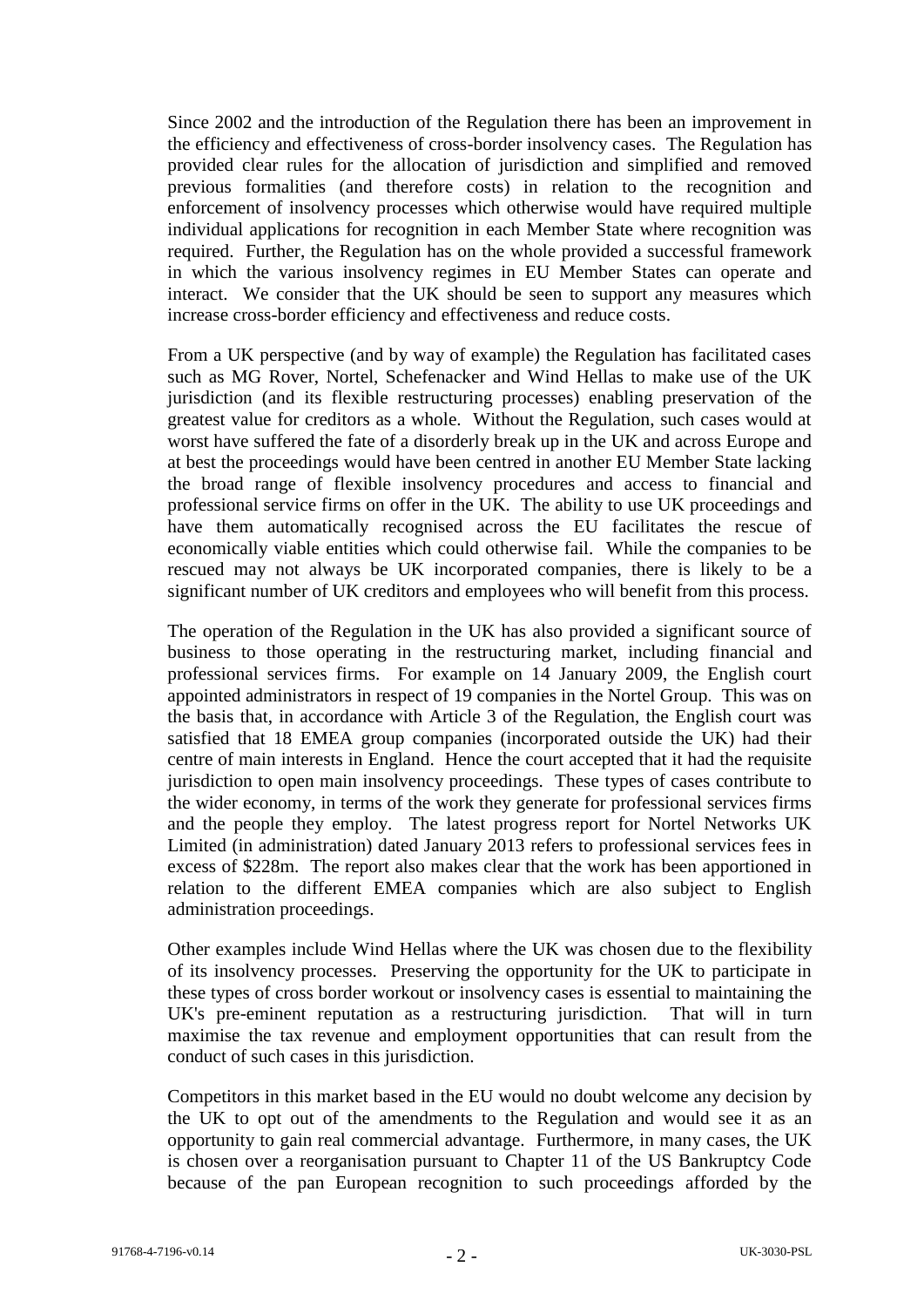Since 2002 and the introduction of the Regulation there has been an improvement in the efficiency and effectiveness of cross-border insolvency cases. The Regulation has provided clear rules for the allocation of jurisdiction and simplified and removed previous formalities (and therefore costs) in relation to the recognition and enforcement of insolvency processes which otherwise would have required multiple individual applications for recognition in each Member State where recognition was required. Further, the Regulation has on the whole provided a successful framework in which the various insolvency regimes in EU Member States can operate and interact. We consider that the UK should be seen to support any measures which increase cross-border efficiency and effectiveness and reduce costs.

From a UK perspective (and by way of example) the Regulation has facilitated cases such as MG Rover, Nortel, Schefenacker and Wind Hellas to make use of the UK jurisdiction (and its flexible restructuring processes) enabling preservation of the greatest value for creditors as a whole. Without the Regulation, such cases would at worst have suffered the fate of a disorderly break up in the UK and across Europe and at best the proceedings would have been centred in another EU Member State lacking the broad range of flexible insolvency procedures and access to financial and professional service firms on offer in the UK. The ability to use UK proceedings and have them automatically recognised across the EU facilitates the rescue of economically viable entities which could otherwise fail. While the companies to be rescued may not always be UK incorporated companies, there is likely to be a significant number of UK creditors and employees who will benefit from this process.

The operation of the Regulation in the UK has also provided a significant source of business to those operating in the restructuring market, including financial and professional services firms. For example on 14 January 2009, the English court appointed administrators in respect of 19 companies in the Nortel Group. This was on the basis that, in accordance with Article 3 of the Regulation, the English court was satisfied that 18 EMEA group companies (incorporated outside the UK) had their centre of main interests in England. Hence the court accepted that it had the requisite jurisdiction to open main insolvency proceedings. These types of cases contribute to the wider economy, in terms of the work they generate for professional services firms and the people they employ. The latest progress report for Nortel Networks UK Limited (in administration) dated January 2013 refers to professional services fees in excess of $228m. The report also makes clear that the work has been apportioned in relation to the different EMEA companies which are also subject to English administration proceedings.

Other examples include Wind Hellas where the UK was chosen due to the flexibility of its insolvency processes. Preserving the opportunity for the UK to participate in these types of cross border workout or insolvency cases is essential to maintaining the UK's pre-eminent reputation as a restructuring jurisdiction. That will in turn maximise the tax revenue and employment opportunities that can result from the conduct of such cases in this jurisdiction.

Competitors in this market based in the EU would no doubt welcome any decision by the UK to opt out of the amendments to the Regulation and would see it as an opportunity to gain real commercial advantage. Furthermore, in many cases, the UK is chosen over a reorganisation pursuant to Chapter 11 of the US Bankruptcy Code because of the pan European recognition to such proceedings afforded by the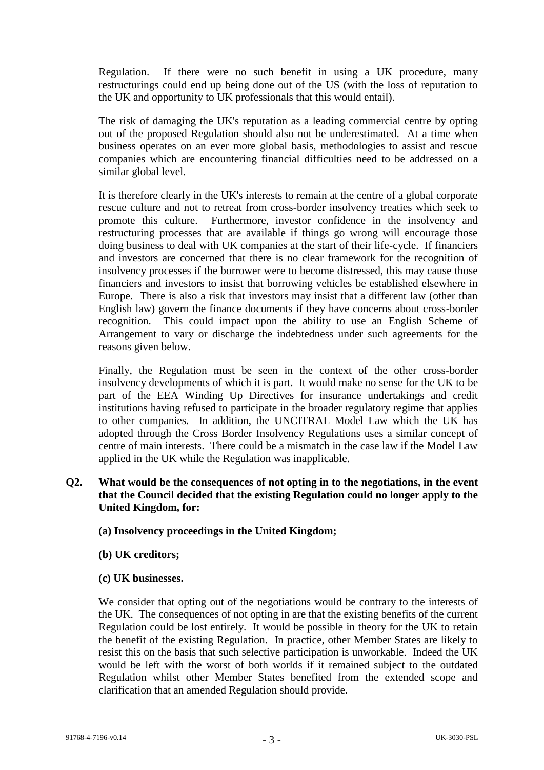Regulation. If there were no such benefit in using a UK procedure, many restructurings could end up being done out of the US (with the loss of reputation to the UK and opportunity to UK professionals that this would entail).

The risk of damaging the UK's reputation as a leading commercial centre by opting out of the proposed Regulation should also not be underestimated. At a time when business operates on an ever more global basis, methodologies to assist and rescue companies which are encountering financial difficulties need to be addressed on a similar global level.

It is therefore clearly in the UK's interests to remain at the centre of a global corporate rescue culture and not to retreat from cross-border insolvency treaties which seek to promote this culture. Furthermore, investor confidence in the insolvency and restructuring processes that are available if things go wrong will encourage those doing business to deal with UK companies at the start of their life-cycle. If financiers and investors are concerned that there is no clear framework for the recognition of insolvency processes if the borrower were to become distressed, this may cause those financiers and investors to insist that borrowing vehicles be established elsewhere in Europe. There is also a risk that investors may insist that a different law (other than English law) govern the finance documents if they have concerns about cross-border recognition. This could impact upon the ability to use an English Scheme of Arrangement to vary or discharge the indebtedness under such agreements for the reasons given below.

Finally, the Regulation must be seen in the context of the other cross-border insolvency developments of which it is part. It would make no sense for the UK to be part of the EEA Winding Up Directives for insurance undertakings and credit institutions having refused to participate in the broader regulatory regime that applies to other companies. In addition, the UNCITRAL Model Law which the UK has adopted through the Cross Border Insolvency Regulations uses a similar concept of centre of main interests. There could be a mismatch in the case law if the Model Law applied in the UK while the Regulation was inapplicable.

**Q2. What would be the consequences of not opting in to the negotiations, in the event that the Council decided that the existing Regulation could no longer apply to the United Kingdom, for:**

**(a) Insolvency proceedings in the United Kingdom;**

**(b) UK creditors;**

**(c) UK businesses.**

We consider that opting out of the negotiations would be contrary to the interests of the UK. The consequences of not opting in are that the existing benefits of the current Regulation could be lost entirely. It would be possible in theory for the UK to retain the benefit of the existing Regulation. In practice, other Member States are likely to resist this on the basis that such selective participation is unworkable. Indeed the UK would be left with the worst of both worlds if it remained subject to the outdated Regulation whilst other Member States benefited from the extended scope and clarification that an amended Regulation should provide.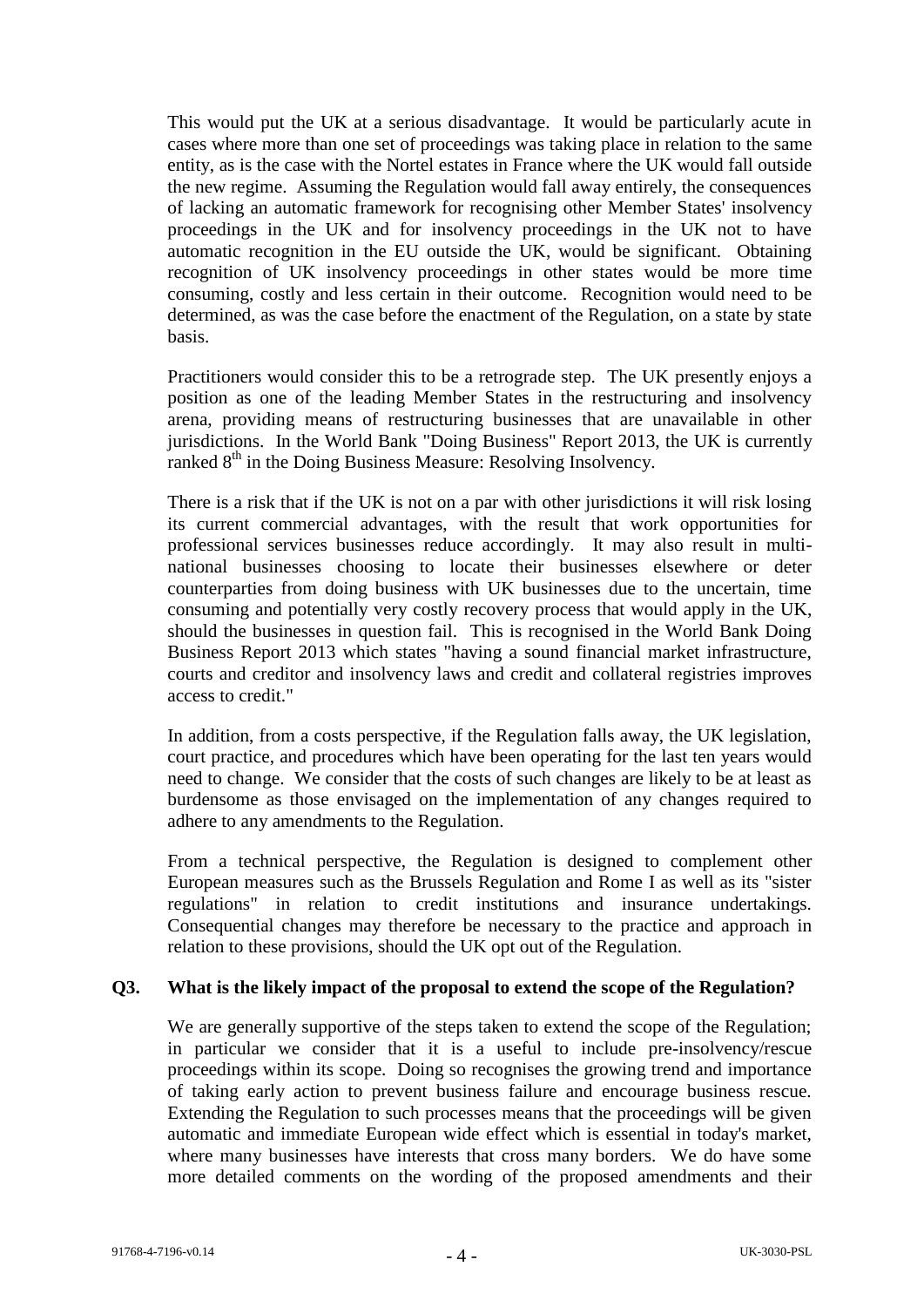This would put the UK at a serious disadvantage. It would be particularly acute in cases where more than one set of proceedings was taking place in relation to the same entity, as is the case with the Nortel estates in France where the UK would fall outside the new regime. Assuming the Regulation would fall away entirely, the consequences of lacking an automatic framework for recognising other Member States' insolvency proceedings in the UK and for insolvency proceedings in the UK not to have automatic recognition in the EU outside the UK, would be significant. Obtaining recognition of UK insolvency proceedings in other states would be more time consuming, costly and less certain in their outcome. Recognition would need to be determined, as was the case before the enactment of the Regulation, on a state by state basis.

Practitioners would consider this to be a retrograde step. The UK presently enjoys a position as one of the leading Member States in the restructuring and insolvency arena, providing means of restructuring businesses that are unavailable in other jurisdictions. In the World Bank "Doing Business" Report 2013, the UK is currently ranked 8th in the Doing Business Measure: Resolving Insolvency.

There is a risk that if the UK is not on a par with other jurisdictions it will risk losing its current commercial advantages, with the result that work opportunities for professional services businesses reduce accordingly. It may also result in multi-national businesses choosing to locate their businesses elsewhere or deter counterparties from doing business with UK businesses due to the uncertain, time consuming and potentially very costly recovery process that would apply in the UK, should the businesses in question fail. This is recognised in the World Bank Doing Business Report 2013 which states "having a sound financial market infrastructure, courts and creditor and insolvency laws and credit and collateral registries improves access to credit."

In addition, from a costs perspective, if the Regulation falls away, the UK legislation, court practice, and procedures which have been operating for the last ten years would need to change. We consider that the costs of such changes are likely to be at least as burdensome as those envisaged on the implementation of any changes required to adhere to any amendments to the Regulation.

From a technical perspective, the Regulation is designed to complement other European measures such as the Brussels Regulation and Rome I as well as its "sister regulations" in relation to credit institutions and insurance undertakings. Consequential changes may therefore be necessary to the practice and approach in relation to these provisions, should the UK opt out of the Regulation.

**Q3. What is the likely impact of the proposal to extend the scope of the Regulation?**

We are generally supportive of the steps taken to extend the scope of the Regulation; in particular we consider that it is a useful to include pre-insolvency/rescue proceedings within its scope. Doing so recognises the growing trend and importance of taking early action to prevent business failure and encourage business rescue. Extending the Regulation to such processes means that the proceedings will be given automatic and immediate European wide effect which is essential in today's market, where many businesses have interests that cross many borders. We do have some more detailed comments on the wording of the proposed amendments and their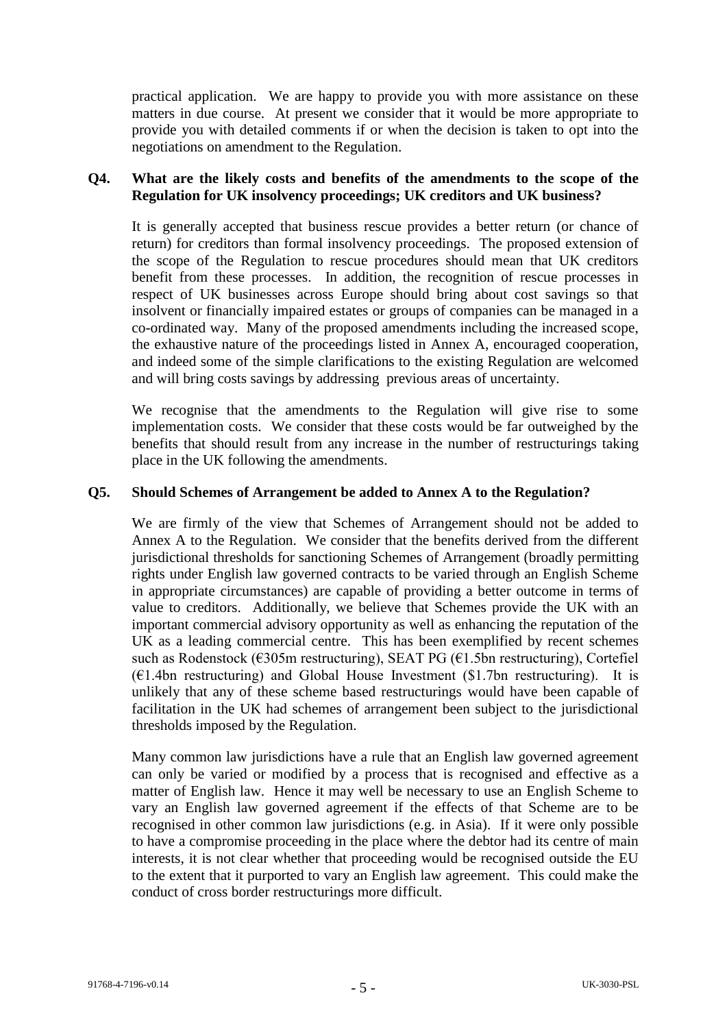practical application. We are happy to provide you with more assistance on these matters in due course. At present we consider that it would be more appropriate to provide you with detailed comments if or when the decision is taken to opt into the negotiations on amendment to the Regulation.

**Q4. What are the likely costs and benefits of the amendments to the scope of the Regulation for UK insolvency proceedings; UK creditors and UK business?**

It is generally accepted that business rescue provides a better return (or chance of return) for creditors than formal insolvency proceedings. The proposed extension of the scope of the Regulation to rescue procedures should mean that UK creditors benefit from these processes. In addition, the recognition of rescue processes in respect of UK businesses across Europe should bring about cost savings so that insolvent or financially impaired estates or groups of companies can be managed in a co-ordinated way. Many of the proposed amendments including the increased scope, the exhaustive nature of the proceedings listed in Annex A, encouraged cooperation, and indeed some of the simple clarifications to the existing Regulation are welcomed and will bring costs savings by addressing previous areas of uncertainty.

We recognise that the amendments to the Regulation will give rise to some implementation costs. We consider that these costs would be far outweighed by the benefits that should result from any increase in the number of restructurings taking place in the UK following the amendments.

**Q5. Should Schemes of Arrangement be added to Annex A to the Regulation?**

We are firmly of the view that Schemes of Arrangement should not be added to Annex A to the Regulation. We consider that the benefits derived from the different jurisdictional thresholds for sanctioning Schemes of Arrangement (broadly permitting rights under English law governed contracts to be varied through an English Scheme in appropriate circumstances) are capable of providing a better outcome in terms of value to creditors. Additionally, we believe that Schemes provide the UK with an important commercial advisory opportunity as well as enhancing the reputation of the UK as a leading commercial centre. This has been exemplified by recent schemes such as Rodenstock (€305m restructuring), SEAT PG (€1.5bn restructuring), Cortefiel (€1.4bn restructuring) and Global House Investment ($1.7bn restructuring). It is unlikely that any of these scheme based restructurings would have been capable of facilitation in the UK had schemes of arrangement been subject to the jurisdictional thresholds imposed by the Regulation.

Many common law jurisdictions have a rule that an English law governed agreement can only be varied or modified by a process that is recognised and effective as a matter of English law. Hence it may well be necessary to use an English Scheme to vary an English law governed agreement if the effects of that Scheme are to be recognised in other common law jurisdictions (e.g. in Asia). If it were only possible to have a compromise proceeding in the place where the debtor had its centre of main interests, it is not clear whether that proceeding would be recognised outside the EU to the extent that it purported to vary an English law agreement. This could make the conduct of cross border restructurings more difficult.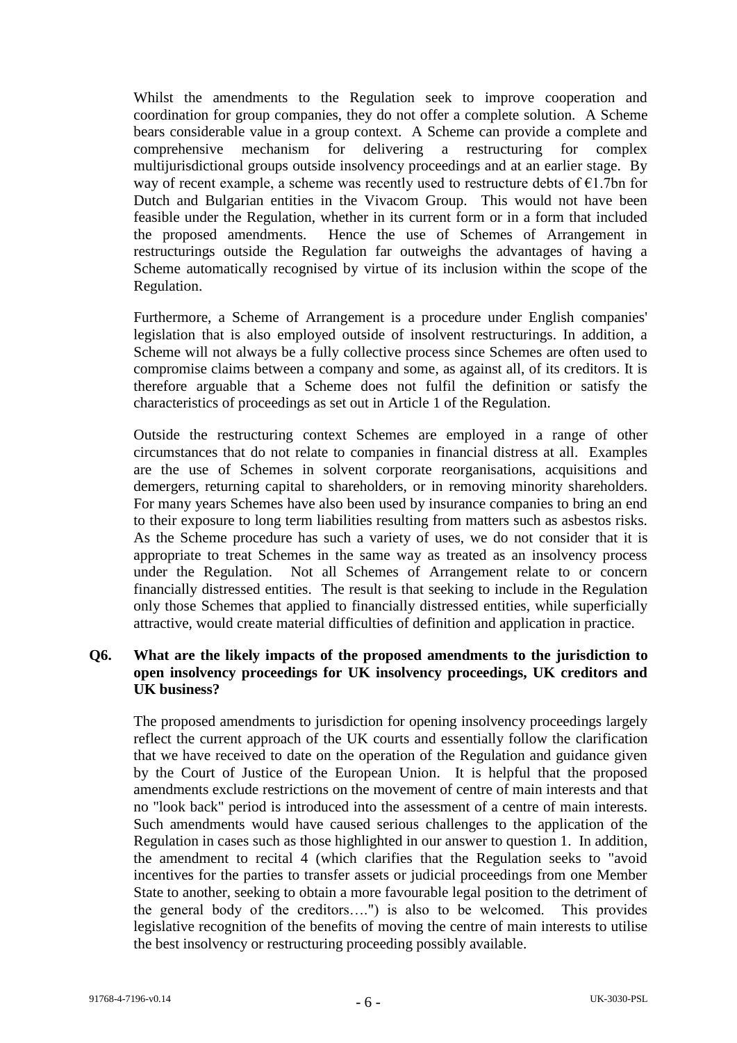Whilst the amendments to the Regulation seek to improve cooperation and coordination for group companies, they do not offer a complete solution. A Scheme bears considerable value in a group context. A Scheme can provide a complete and comprehensive mechanism for delivering a restructuring for complex multijurisdictional groups outside insolvency proceedings and at an earlier stage. By way of recent example, a scheme was recently used to restructure debts of €1.7bn for Dutch and Bulgarian entities in the Vivacom Group. This would not have been feasible under the Regulation, whether in its current form or in a form that included the proposed amendments. Hence the use of Schemes of Arrangement in restructurings outside the Regulation far outweighs the advantages of having a Scheme automatically recognised by virtue of its inclusion within the scope of the Regulation.

Furthermore, a Scheme of Arrangement is a procedure under English companies' legislation that is also employed outside of insolvent restructurings. In addition, a Scheme will not always be a fully collective process since Schemes are often used to compromise claims between a company and some, as against all, of its creditors. It is therefore arguable that a Scheme does not fulfil the definition or satisfy the characteristics of proceedings as set out in Article 1 of the Regulation.

Outside the restructuring context Schemes are employed in a range of other circumstances that do not relate to companies in financial distress at all. Examples are the use of Schemes in solvent corporate reorganisations, acquisitions and demergers, returning capital to shareholders, or in removing minority shareholders. For many years Schemes have also been used by insurance companies to bring an end to their exposure to long term liabilities resulting from matters such as asbestos risks. As the Scheme procedure has such a variety of uses, we do not consider that it is appropriate to treat Schemes in the same way as treated as an insolvency process under the Regulation. Not all Schemes of Arrangement relate to or concern financially distressed entities. The result is that seeking to include in the Regulation only those Schemes that applied to financially distressed entities, while superficially attractive, would create material difficulties of definition and application in practice.

**Q6. What are the likely impacts of the proposed amendments to the jurisdiction to open insolvency proceedings for UK insolvency proceedings, UK creditors and UK business?**

The proposed amendments to jurisdiction for opening insolvency proceedings largely reflect the current approach of the UK courts and essentially follow the clarification that we have received to date on the operation of the Regulation and guidance given by the Court of Justice of the European Union. It is helpful that the proposed amendments exclude restrictions on the movement of centre of main interests and that no "look back" period is introduced into the assessment of a centre of main interests. Such amendments would have caused serious challenges to the application of the Regulation in cases such as those highlighted in our answer to question 1. In addition, the amendment to recital 4 (which clarifies that the Regulation seeks to "avoid incentives for the parties to transfer assets or judicial proceedings from one Member State to another, seeking to obtain a more favourable legal position to the detriment of the general body of the creditors….") is also to be welcomed. This provides legislative recognition of the benefits of moving the centre of main interests to utilise the best insolvency or restructuring proceeding possibly available.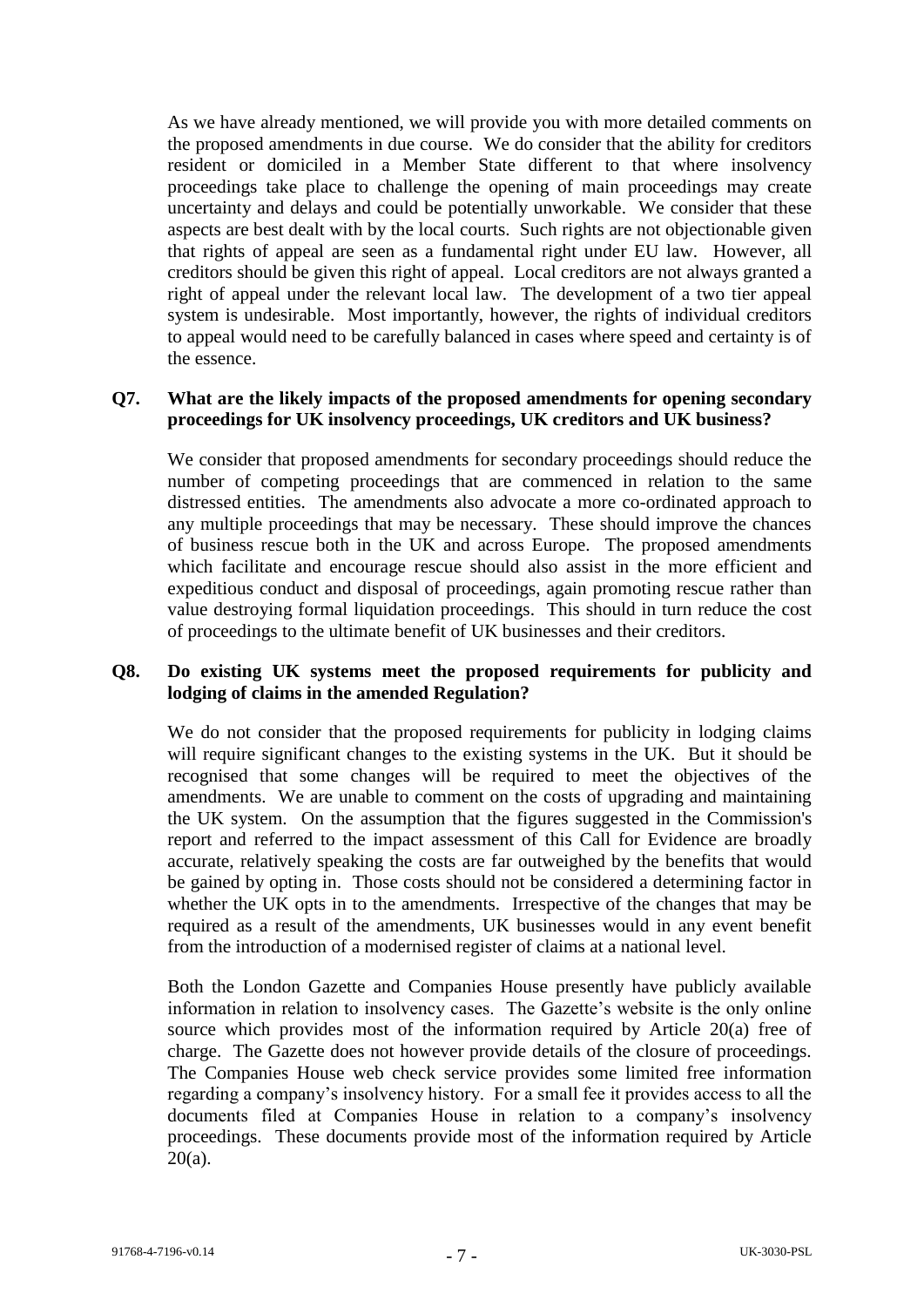As we have already mentioned, we will provide you with more detailed comments on the proposed amendments in due course. We do consider that the ability for creditors resident or domiciled in a Member State different to that where insolvency proceedings take place to challenge the opening of main proceedings may create uncertainty and delays and could be potentially unworkable. We consider that these aspects are best dealt with by the local courts. Such rights are not objectionable given that rights of appeal are seen as a fundamental right under EU law. However, all creditors should be given this right of appeal. Local creditors are not always granted a right of appeal under the relevant local law. The development of a two tier appeal system is undesirable. Most importantly, however, the rights of individual creditors to appeal would need to be carefully balanced in cases where speed and certainty is of the essence.

**Q7. What are the likely impacts of the proposed amendments for opening secondary proceedings for UK insolvency proceedings, UK creditors and UK business?**

We consider that proposed amendments for secondary proceedings should reduce the number of competing proceedings that are commenced in relation to the same distressed entities. The amendments also advocate a more co-ordinated approach to any multiple proceedings that may be necessary. These should improve the chances of business rescue both in the UK and across Europe. The proposed amendments which facilitate and encourage rescue should also assist in the more efficient and expeditious conduct and disposal of proceedings, again promoting rescue rather than value destroying formal liquidation proceedings. This should in turn reduce the cost of proceedings to the ultimate benefit of UK businesses and their creditors.

**Q8. Do existing UK systems meet the proposed requirements for publicity and lodging of claims in the amended Regulation?**

We do not consider that the proposed requirements for publicity in lodging claims will require significant changes to the existing systems in the UK. But it should be recognised that some changes will be required to meet the objectives of the amendments. We are unable to comment on the costs of upgrading and maintaining the UK system. On the assumption that the figures suggested in the Commission's report and referred to the impact assessment of this Call for Evidence are broadly accurate, relatively speaking the costs are far outweighed by the benefits that would be gained by opting in. Those costs should not be considered a determining factor in whether the UK opts in to the amendments. Irrespective of the changes that may be required as a result of the amendments, UK businesses would in any event benefit from the introduction of a modernised register of claims at a national level.

Both the London Gazette and Companies House presently have publicly available information in relation to insolvency cases. The Gazette's website is the only online source which provides most of the information required by Article 20(a) free of charge. The Gazette does not however provide details of the closure of proceedings. The Companies House web check service provides some limited free information regarding a company's insolvency history. For a small fee it provides access to all the documents filed at Companies House in relation to a company's insolvency proceedings. These documents provide most of the information required by Article 20(a).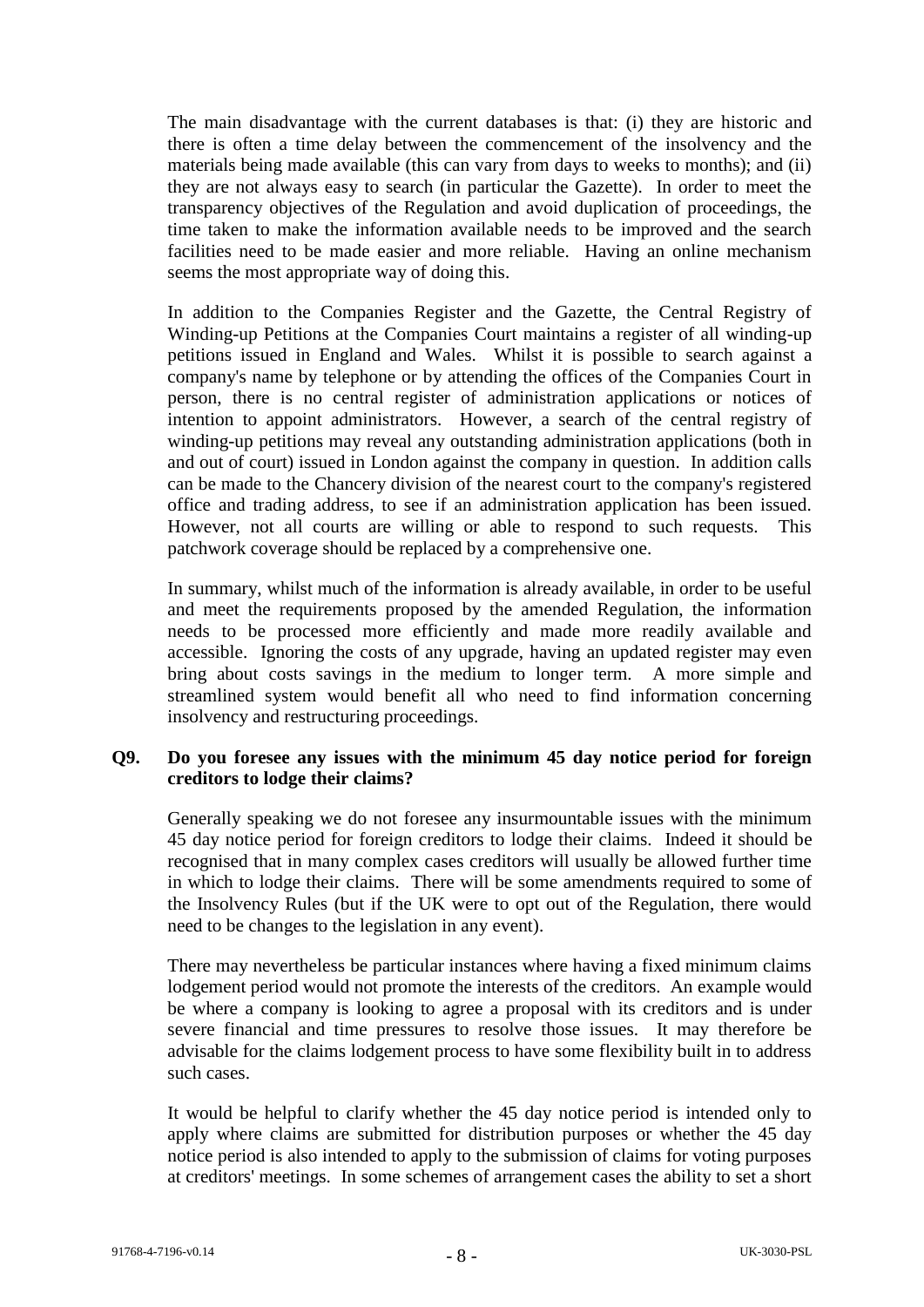The main disadvantage with the current databases is that: (i) they are historic and there is often a time delay between the commencement of the insolvency and the materials being made available (this can vary from days to weeks to months); and (ii) they are not always easy to search (in particular the Gazette). In order to meet the transparency objectives of the Regulation and avoid duplication of proceedings, the time taken to make the information available needs to be improved and the search facilities need to be made easier and more reliable. Having an online mechanism seems the most appropriate way of doing this.

In addition to the Companies Register and the Gazette, the Central Registry of Winding-up Petitions at the Companies Court maintains a register of all winding-up petitions issued in England and Wales. Whilst it is possible to search against a company's name by telephone or by attending the offices of the Companies Court in person, there is no central register of administration applications or notices of intention to appoint administrators. However, a search of the central registry of winding-up petitions may reveal any outstanding administration applications (both in and out of court) issued in London against the company in question. In addition calls can be made to the Chancery division of the nearest court to the company's registered office and trading address, to see if an administration application has been issued. However, not all courts are willing or able to respond to such requests. This patchwork coverage should be replaced by a comprehensive one.

In summary, whilst much of the information is already available, in order to be useful and meet the requirements proposed by the amended Regulation, the information needs to be processed more efficiently and made more readily available and accessible. Ignoring the costs of any upgrade, having an updated register may even bring about costs savings in the medium to longer term. A more simple and streamlined system would benefit all who need to find information concerning insolvency and restructuring proceedings.

**Q9. Do you foresee any issues with the minimum 45 day notice period for foreign creditors to lodge their claims?**

Generally speaking we do not foresee any insurmountable issues with the minimum 45 day notice period for foreign creditors to lodge their claims. Indeed it should be recognised that in many complex cases creditors will usually be allowed further time in which to lodge their claims. There will be some amendments required to some of the Insolvency Rules (but if the UK were to opt out of the Regulation, there would need to be changes to the legislation in any event).

There may nevertheless be particular instances where having a fixed minimum claims lodgement period would not promote the interests of the creditors. An example would be where a company is looking to agree a proposal with its creditors and is under severe financial and time pressures to resolve those issues. It may therefore be advisable for the claims lodgement process to have some flexibility built in to address such cases.

It would be helpful to clarify whether the 45 day notice period is intended only to apply where claims are submitted for distribution purposes or whether the 45 day notice period is also intended to apply to the submission of claims for voting purposes at creditors' meetings. In some schemes of arrangement cases the ability to set a short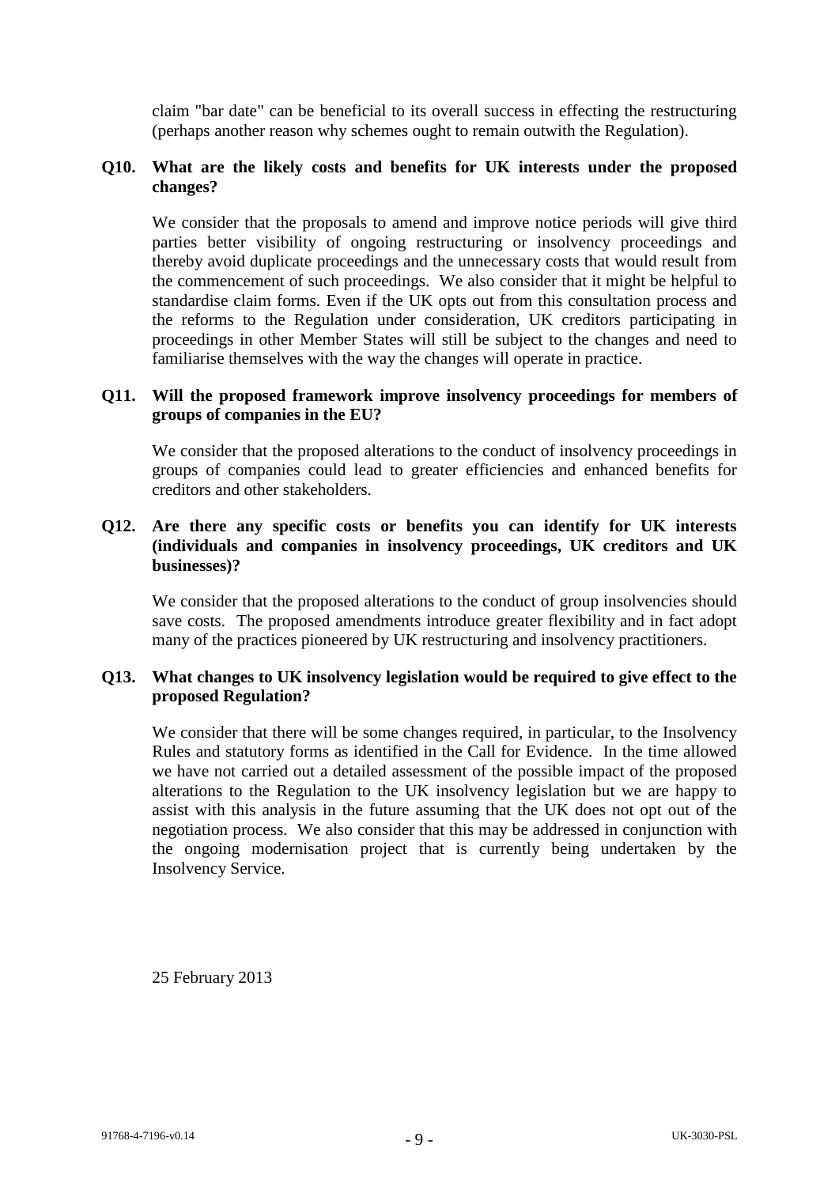claim "bar date" can be beneficial to its overall success in effecting the restructuring (perhaps another reason why schemes ought to remain outwith the Regulation).

**Q10. What are the likely costs and benefits for UK interests under the proposed changes?**

We consider that the proposals to amend and improve notice periods will give third parties better visibility of ongoing restructuring or insolvency proceedings and thereby avoid duplicate proceedings and the unnecessary costs that would result from the commencement of such proceedings. We also consider that it might be helpful to standardise claim forms. Even if the UK opts out from this consultation process and the reforms to the Regulation under consideration, UK creditors participating in proceedings in other Member States will still be subject to the changes and need to familiarise themselves with the way the changes will operate in practice.

**Q11. Will the proposed framework improve insolvency proceedings for members of groups of companies in the EU?**

We consider that the proposed alterations to the conduct of insolvency proceedings in groups of companies could lead to greater efficiencies and enhanced benefits for creditors and other stakeholders.

**Q12. Are there any specific costs or benefits you can identify for UK interests (individuals and companies in insolvency proceedings, UK creditors and UK businesses)?**

We consider that the proposed alterations to the conduct of group insolvencies should save costs. The proposed amendments introduce greater flexibility and in fact adopt many of the practices pioneered by UK restructuring and insolvency practitioners.

**Q13. What changes to UK insolvency legislation would be required to give effect to the proposed Regulation?**

We consider that there will be some changes required, in particular, to the Insolvency Rules and statutory forms as identified in the Call for Evidence. In the time allowed we have not carried out a detailed assessment of the possible impact of the proposed alterations to the Regulation to the UK insolvency legislation but we are happy to assist with this analysis in the future assuming that the UK does not opt out of the negotiation process. We also consider that this may be addressed in conjunction with the ongoing modernisation project that is currently being undertaken by the Insolvency Service.

25 February 2013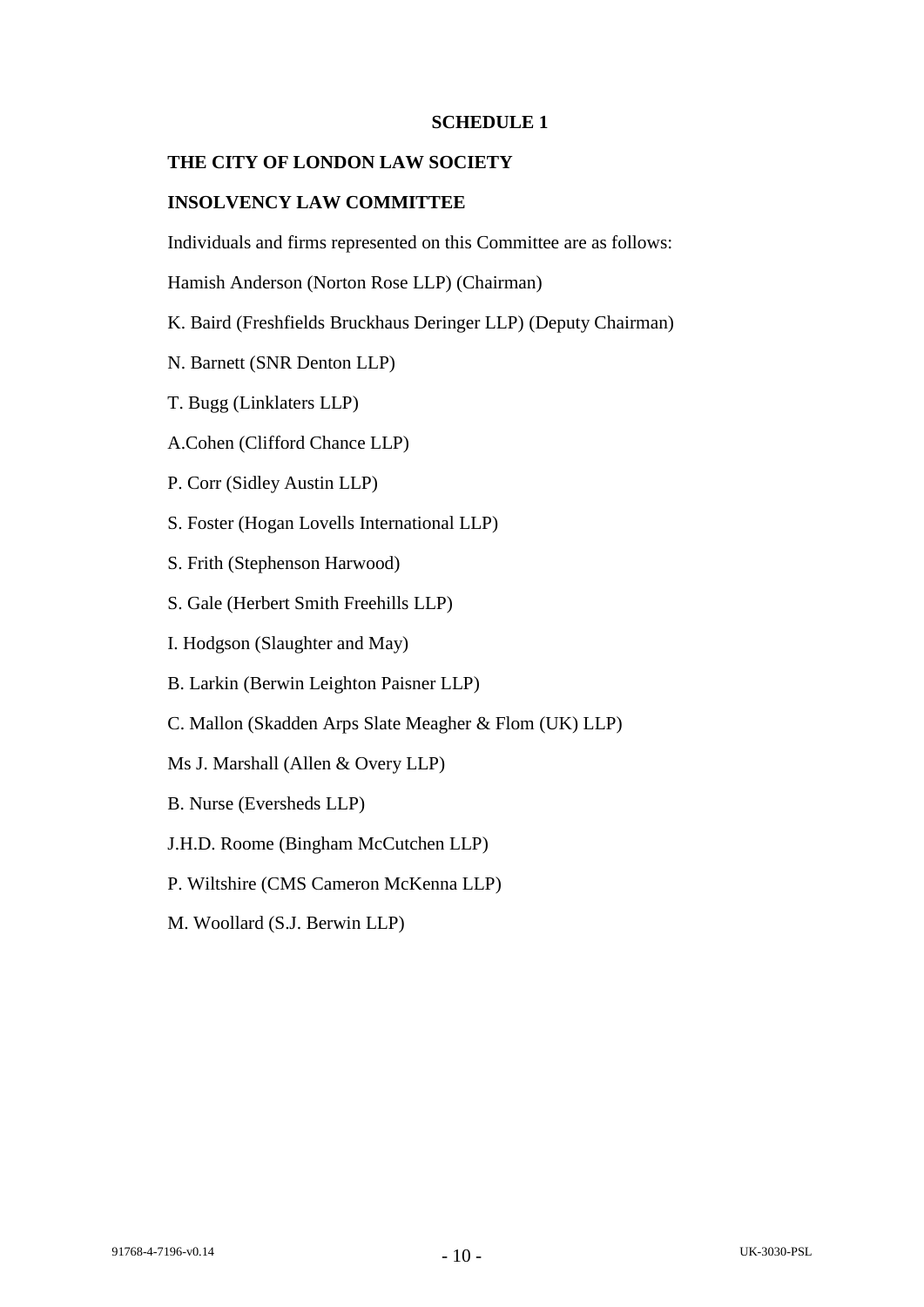## SCHEDULE 1

**THE CITY OF LONDON LAW SOCIETY**

**INSOLVENCY LAW COMMITTEE**

Individuals and firms represented on this Committee are as follows:

Hamish Anderson (Norton Rose LLP) (Chairman)

K. Baird (Freshfields Bruckhaus Deringer LLP) (Deputy Chairman)

N. Barnett (SNR Denton LLP)

T. Bugg (Linklaters LLP)

A.Cohen (Clifford Chance LLP)

P. Corr (Sidley Austin LLP)

S. Foster (Hogan Lovells International LLP)

S. Frith (Stephenson Harwood)

S. Gale (Herbert Smith Freehills LLP)

I. Hodgson (Slaughter and May)

B. Larkin (Berwin Leighton Paisner LLP)

C. Mallon (Skadden Arps Slate Meagher & Flom (UK) LLP)

Ms J. Marshall (Allen & Overy LLP)

B. Nurse (Eversheds LLP)

J.H.D. Roome (Bingham McCutchen LLP)

P. Wiltshire (CMS Cameron McKenna LLP)

M. Woollard (S.J. Berwin LLP)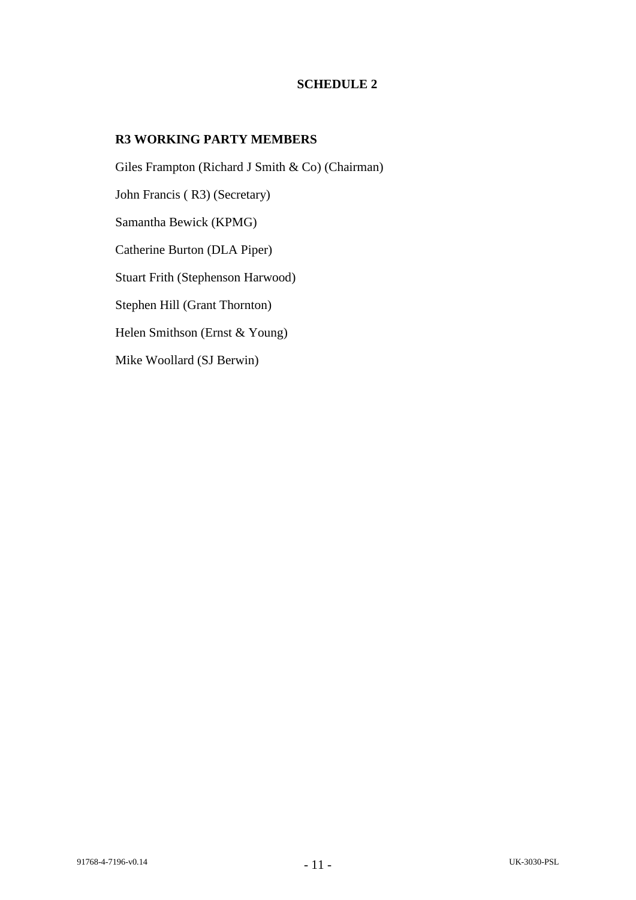# SCHEDULE 2

## R3 WORKING PARTY MEMBERS

Giles Frampton (Richard J Smith & Co) (Chairman)

John Francis ( R3) (Secretary)

Samantha Bewick (KPMG)

Catherine Burton (DLA Piper)

Stuart Frith (Stephenson Harwood)

Stephen Hill (Grant Thornton)

Helen Smithson (Ernst & Young)

Mike Woollard (SJ Berwin)